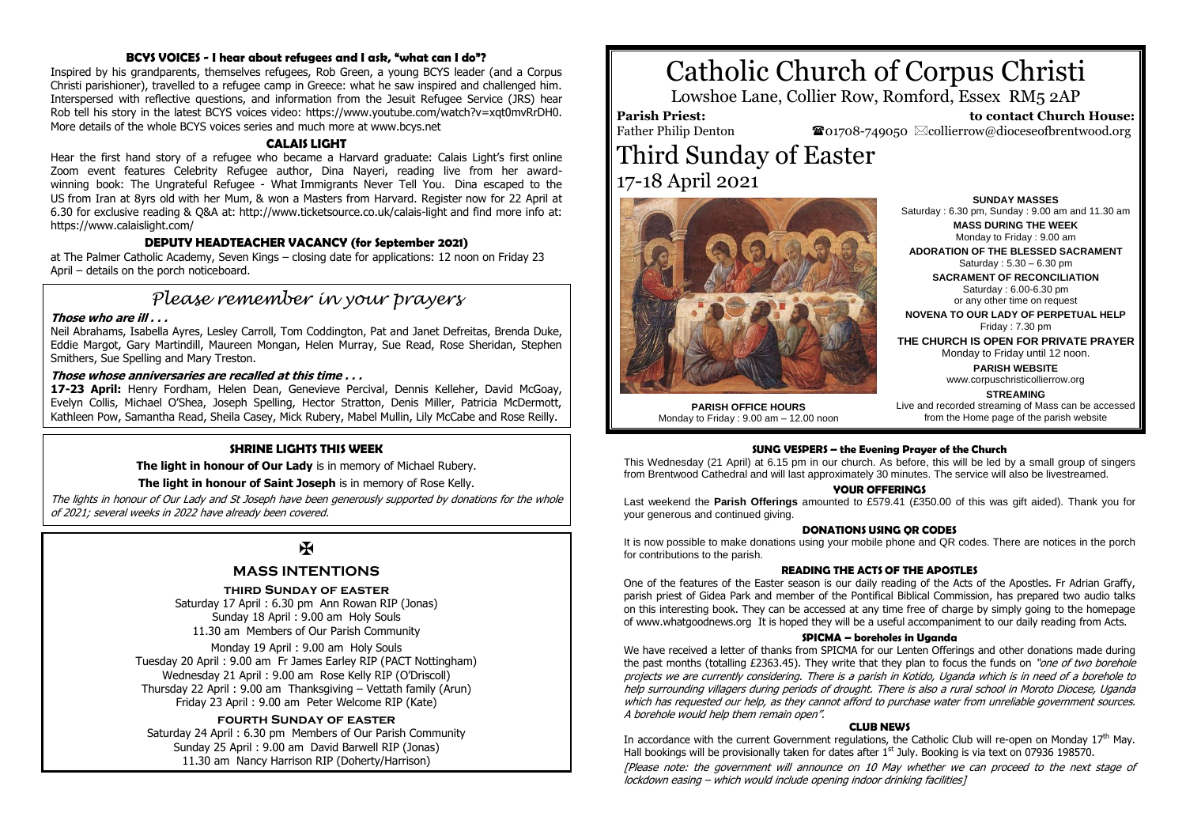# Catholic Church of Corpus Christi

Lowshoe Lane, Collier Row, Romford, Essex RM5 2AP

**Parish Priest:** Father Philip Denton

**to contact Church House:** ☎01708-749050 ✉collierrow@dioceseofbrentwood.org

# Third Sunday of Easter

17-18 April 2021

**SUNDAY MASSES**
Saturday : 6.30 pm, Sunday : 9.00 am and 11.30 am

**MASS DURING THE WEEK**
Monday to Friday : 9.00 am

**ADORATION OF THE BLESSED SACRAMENT**
Saturday : 5.30 – 6.30 pm

**SACRAMENT OF RECONCILIATION**
Saturday : 6.00-6.30 pm
or any other time on request

**NOVENA TO OUR LADY OF PERPETUAL HELP**
Friday : 7.30 pm

**THE CHURCH IS OPEN FOR PRIVATE PRAYER**
Monday to Friday until 12 noon.

**PARISH WEBSITE**
www.corpuschristicollierrow.org

**STREAMING**
Live and recorded streaming of Mass can be accessed from the Home page of the parish website

**PARISH OFFICE HOURS**
Monday to Friday : 9.00 am – 12.00 noon

### BCYS VOICES - I hear about refugees and I ask, "what can I do"?

Inspired by his grandparents, themselves refugees, Rob Green, a young BCYS leader (and a Corpus Christi parishioner), travelled to a refugee camp in Greece: what he saw inspired and challenged him. Interspersed with reflective questions, and information from the Jesuit Refugee Service (JRS) hear Rob tell his story in the latest BCYS voices video: https://www.youtube.com/watch?v=xqt0mvRrDH0. More details of the whole BCYS voices series and much more at www.bcys.net

### CALAIS LIGHT

Hear the first hand story of a refugee who became a Harvard graduate: Calais Light's first online Zoom event features Celebrity Refugee author, Dina Nayeri, reading live from her award-winning book: The Ungrateful Refugee - What Immigrants Never Tell You. Dina escaped to the US from Iran at 8yrs old with her Mum, & won a Masters from Harvard. Register now for 22 April at 6.30 for exclusive reading & Q&A at: http://www.ticketsource.co.uk/calais-light and find more info at: https://www.calaislight.com/

### DEPUTY HEADTEACHER VACANCY (for September 2021)

at The Palmer Catholic Academy, Seven Kings – closing date for applications: 12 noon on Friday 23 April – details on the porch noticeboard.

## *Please remember in your prayers*

***Those who are ill . . .***

Neil Abrahams, Isabella Ayres, Lesley Carroll, Tom Coddington, Pat and Janet Defreitas, Brenda Duke, Eddie Margot, Gary Martindill, Maureen Mongan, Helen Murray, Sue Read, Rose Sheridan, Stephen Smithers, Sue Spelling and Mary Treston.

***Those whose anniversaries are recalled at this time . . .***

**17-23 April:** Henry Fordham, Helen Dean, Genevieve Percival, Dennis Kelleher, David McGoay, Evelyn Collis, Michael O'Shea, Joseph Spelling, Hector Stratton, Denis Miller, Patricia McDermott, Kathleen Pow, Samantha Read, Sheila Casey, Mick Rubery, Mabel Mullin, Lily McCabe and Rose Reilly.

### SHRINE LIGHTS THIS WEEK

**The light in honour of Our Lady** is in memory of Michael Rubery.

**The light in honour of Saint Joseph** is in memory of Rose Kelly.

*The lights in honour of Our Lady and St Joseph have been generously supported by donations for the whole of 2021; several weeks in 2022 have already been covered.*

✠

### MASS INTENTIONS

**THIRD SUNDAY OF EASTER**

Saturday 17 April : 6.30 pm Ann Rowan RIP (Jonas)
Sunday 18 April : 9.00 am Holy Souls
11.30 am Members of Our Parish Community

Monday 19 April : 9.00 am Holy Souls
Tuesday 20 April : 9.00 am Fr James Earley RIP (PACT Nottingham)
Wednesday 21 April : 9.00 am Rose Kelly RIP (O'Driscoll)
Thursday 22 April : 9.00 am Thanksgiving – Vettath family (Arun)
Friday 23 April : 9.00 am Peter Welcome RIP (Kate)

**FOURTH SUNDAY OF EASTER**

Saturday 24 April : 6.30 pm Members of Our Parish Community
Sunday 25 April : 9.00 am David Barwell RIP (Jonas)
11.30 am Nancy Harrison RIP (Doherty/Harrison)

### SUNG VESPERS – the Evening Prayer of the Church

This Wednesday (21 April) at 6.15 pm in our church. As before, this will be led by a small group of singers from Brentwood Cathedral and will last approximately 30 minutes. The service will also be livestreamed.

### YOUR OFFERINGS

Last weekend the **Parish Offerings** amounted to £579.41 (£350.00 of this was gift aided). Thank you for your generous and continued giving.

### DONATIONS USING QR CODES

It is now possible to make donations using your mobile phone and QR codes. There are notices in the porch for contributions to the parish.

### READING THE ACTS OF THE APOSTLES

One of the features of the Easter season is our daily reading of the Acts of the Apostles. Fr Adrian Graffy, parish priest of Gidea Park and member of the Pontifical Biblical Commission, has prepared two audio talks on this interesting book. They can be accessed at any time free of charge by simply going to the homepage of www.whatgoodnews.org It is hoped they will be a useful accompaniment to our daily reading from Acts.

### SPICMA – boreholes in Uganda

We have received a letter of thanks from SPICMA for our Lenten Offerings and other donations made during the past months (totalling £2363.45). They write that they plan to focus the funds on *"one of two borehole projects we are currently considering. There is a parish in Kotido, Uganda which is in need of a borehole to help surrounding villagers during periods of drought. There is also a rural school in Moroto Diocese, Uganda which has requested our help, as they cannot afford to purchase water from unreliable government sources. A borehole would help them remain open".*

### CLUB NEWS

In accordance with the current Government regulations, the Catholic Club will re-open on Monday 17th May. Hall bookings will be provisionally taken for dates after 1st July. Booking is via text on 07936 198570.

*[Please note: the government will announce on 10 May whether we can proceed to the next stage of lockdown easing – which would include opening indoor drinking facilities]*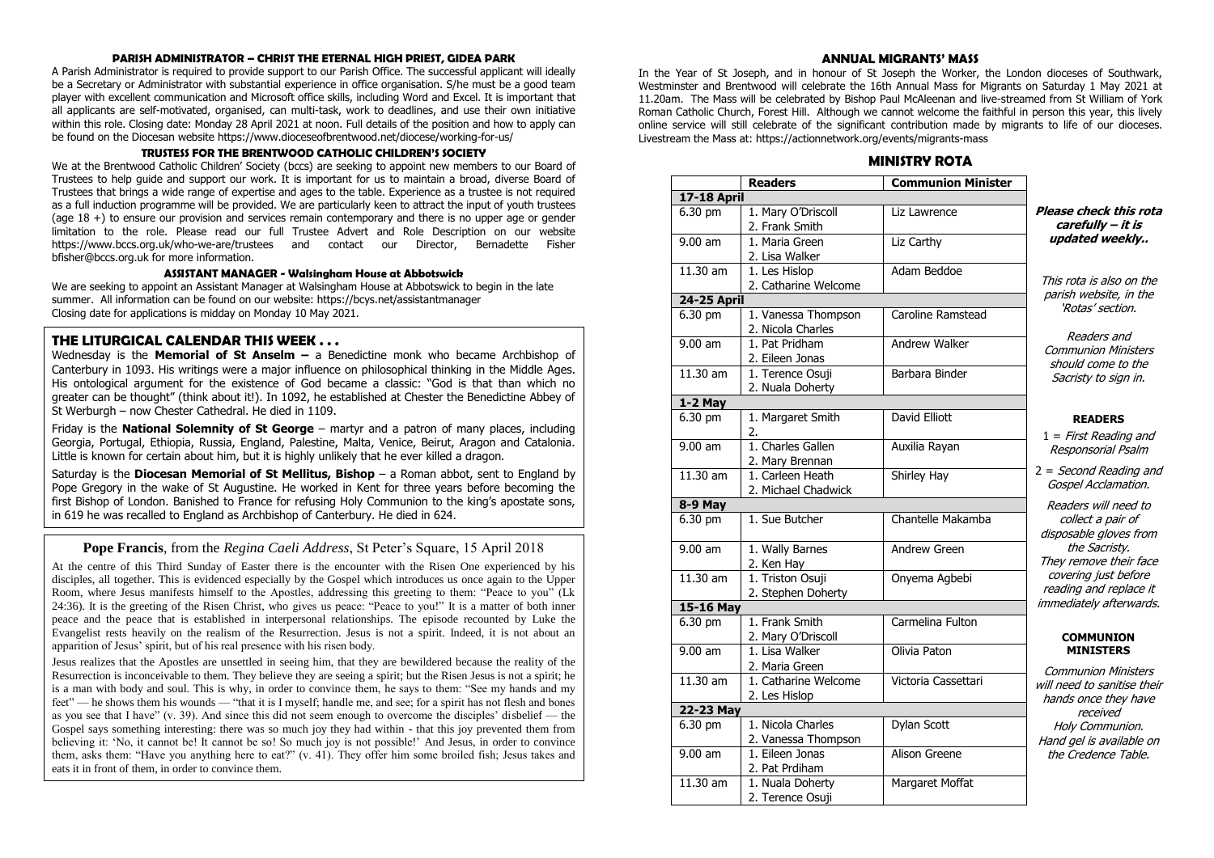#### PARISH ADMINISTRATOR – CHRIST THE ETERNAL HIGH PRIEST, GIDEA PARK

A Parish Administrator is required to provide support to our Parish Office. The successful applicant will ideally be a Secretary or Administrator with substantial experience in office organisation. S/he must be a good team player with excellent communication and Microsoft office skills, including Word and Excel. It is important that all applicants are self-motivated, organised, can multi-task, work to deadlines, and use their own initiative within this role. Closing date: Monday 28 April 2021 at noon. Full details of the position and how to apply can be found on the Diocesan website https://www.dioceseofbrentwood.net/diocese/working-for-us/

#### TRUSTEES FOR THE BRENTWOOD CATHOLIC CHILDREN'S SOCIETY

We at the Brentwood Catholic Children' Society (bccs) are seeking to appoint new members to our Board of Trustees to help guide and support our work. It is important for us to maintain a broad, diverse Board of Trustees that brings a wide range of expertise and ages to the table. Experience as a trustee is not required as a full induction programme will be provided. We are particularly keen to attract the input of youth trustees (age 18 +) to ensure our provision and services remain contemporary and there is no upper age or gender limitation to the role. Please read our full Trustee Advert and Role Description on our website https://www.bccs.org.uk/who-we-are/trustees and contact our Director, Bernadette Fisher bfisher@bccs.org.uk for more information.

#### ASSISTANT MANAGER - Walsingham House at Abbotswick

We are seeking to appoint an Assistant Manager at Walsingham House at Abbotswick to begin in the late summer. All information can be found on our website: https://bcys.net/assistantmanager
Closing date for applications is midday on Monday 10 May 2021.

## THE LITURGICAL CALENDAR THIS WEEK . . .

Wednesday is the **Memorial of St Anselm –** a Benedictine monk who became Archbishop of Canterbury in 1093. His writings were a major influence on philosophical thinking in the Middle Ages. His ontological argument for the existence of God became a classic: "God is that than which no greater can be thought" (think about it!). In 1092, he established at Chester the Benedictine Abbey of St Werburgh – now Chester Cathedral. He died in 1109.

Friday is the **National Solemnity of St George** – martyr and a patron of many places, including Georgia, Portugal, Ethiopia, Russia, England, Palestine, Malta, Venice, Beirut, Aragon and Catalonia. Little is known for certain about him, but it is highly unlikely that he ever killed a dragon.

Saturday is the **Diocesan Memorial of St Mellitus, Bishop** – a Roman abbot, sent to England by Pope Gregory in the wake of St Augustine. He worked in Kent for three years before becoming the first Bishop of London. Banished to France for refusing Holy Communion to the king's apostate sons, in 619 he was recalled to England as Archbishop of Canterbury. He died in 624.

### Pope Francis, from the *Regina Caeli Address*, St Peter's Square, 15 April 2018

At the centre of this Third Sunday of Easter there is the encounter with the Risen One experienced by his disciples, all together. This is evidenced especially by the Gospel which introduces us once again to the Upper Room, where Jesus manifests himself to the Apostles, addressing this greeting to them: "Peace to you" (Lk 24:36). It is the greeting of the Risen Christ, who gives us peace: "Peace to you!" It is a matter of both inner peace and the peace that is established in interpersonal relationships. The episode recounted by Luke the Evangelist rests heavily on the realism of the Resurrection. Jesus is not a spirit. Indeed, it is not about an apparition of Jesus' spirit, but of his real presence with his risen body.

Jesus realizes that the Apostles are unsettled in seeing him, that they are bewildered because the reality of the Resurrection is inconceivable to them. They believe they are seeing a spirit; but the Risen Jesus is not a spirit; he is a man with body and soul. This is why, in order to convince them, he says to them: "See my hands and my feet" — he shows them his wounds — "that it is I myself; handle me, and see; for a spirit has not flesh and bones as you see that I have" (v. 39). And since this did not seem enough to overcome the disciples' disbelief — the Gospel says something interesting: there was so much joy they had within - that this joy prevented them from believing it: 'No, it cannot be! It cannot be so! So much joy is not possible!' And Jesus, in order to convince them, asks them: "Have you anything here to eat?" (v. 41). They offer him some broiled fish; Jesus takes and eats it in front of them, in order to convince them.

#### ANNUAL MIGRANTS' MASS

In the Year of St Joseph, and in honour of St Joseph the Worker, the London dioceses of Southwark, Westminster and Brentwood will celebrate the 16th Annual Mass for Migrants on Saturday 1 May 2021 at 11.20am. The Mass will be celebrated by Bishop Paul McAleenan and live-streamed from St William of York Roman Catholic Church, Forest Hill. Although we cannot welcome the faithful in person this year, this lively online service will still celebrate of the significant contribution made by migrants to life of our dioceses. Livestream the Mass at: https://actionnetwork.org/events/migrants-mass

## MINISTRY ROTA

| | Readers | Communion Minister |
|---|---|---|
| **17-18 April** | | |
| 6.30 pm | 1. Mary O'Driscoll<br>2. Frank Smith | Liz Lawrence |
| 9.00 am | 1. Maria Green<br>2. Lisa Walker | Liz Carthy |
| 11.30 am | 1. Les Hislop<br>2. Catharine Welcome | Adam Beddoe |
| **24-25 April** | | |
| 6.30 pm | 1. Vanessa Thompson<br>2. Nicola Charles | Caroline Ramstead |
| 9.00 am | 1. Pat Pridham<br>2. Eileen Jonas | Andrew Walker |
| 11.30 am | 1. Terence Osuji<br>2. Nuala Doherty | Barbara Binder |
| **1-2 May** | | |
| 6.30 pm | 1. Margaret Smith<br>2. | David Elliott |
| 9.00 am | 1. Charles Gallen<br>2. Mary Brennan | Auxilia Rayan |
| 11.30 am | 1. Carleen Heath<br>2. Michael Chadwick | Shirley Hay |
| **8-9 May** | | |
| 6.30 pm | 1. Sue Butcher | Chantelle Makamba |
| 9.00 am | 1. Wally Barnes<br>2. Ken Hay | Andrew Green |
| 11.30 am | 1. Triston Osuji<br>2. Stephen Doherty | Onyema Agbebi |
| **15-16 May** | | |
| 6.30 pm | 1. Frank Smith<br>2. Mary O'Driscoll | Carmelina Fulton |
| 9.00 am | 1. Lisa Walker<br>2. Maria Green | Olivia Paton |
| 11.30 am | 1. Catharine Welcome<br>2. Les Hislop | Victoria Cassettari |
| **22-23 May** | | |
| 6.30 pm | 1. Nicola Charles<br>2. Vanessa Thompson | Dylan Scott |
| 9.00 am | 1. Eileen Jonas<br>2. Pat Prdiham | Alison Greene |
| 11.30 am | 1. Nuala Doherty<br>2. Terence Osuji | Margaret Moffat |

***Please check this rota carefully – it is updated weekly..***

*This rota is also on the parish website, in the 'Rotas' section.*

*Readers and Communion Ministers should come to the Sacristy to sign in.*

**READERS**

1 = *First Reading and Responsorial Psalm*

2 = *Second Reading and Gospel Acclamation.*

*Readers will need to collect a pair of disposable gloves from the Sacristy. They remove their face covering just before reading and replace it immediately afterwards.*

**COMMUNION MINISTERS**

*Communion Ministers will need to sanitise their hands once they have received Holy Communion. Hand gel is available on the Credence Table.*